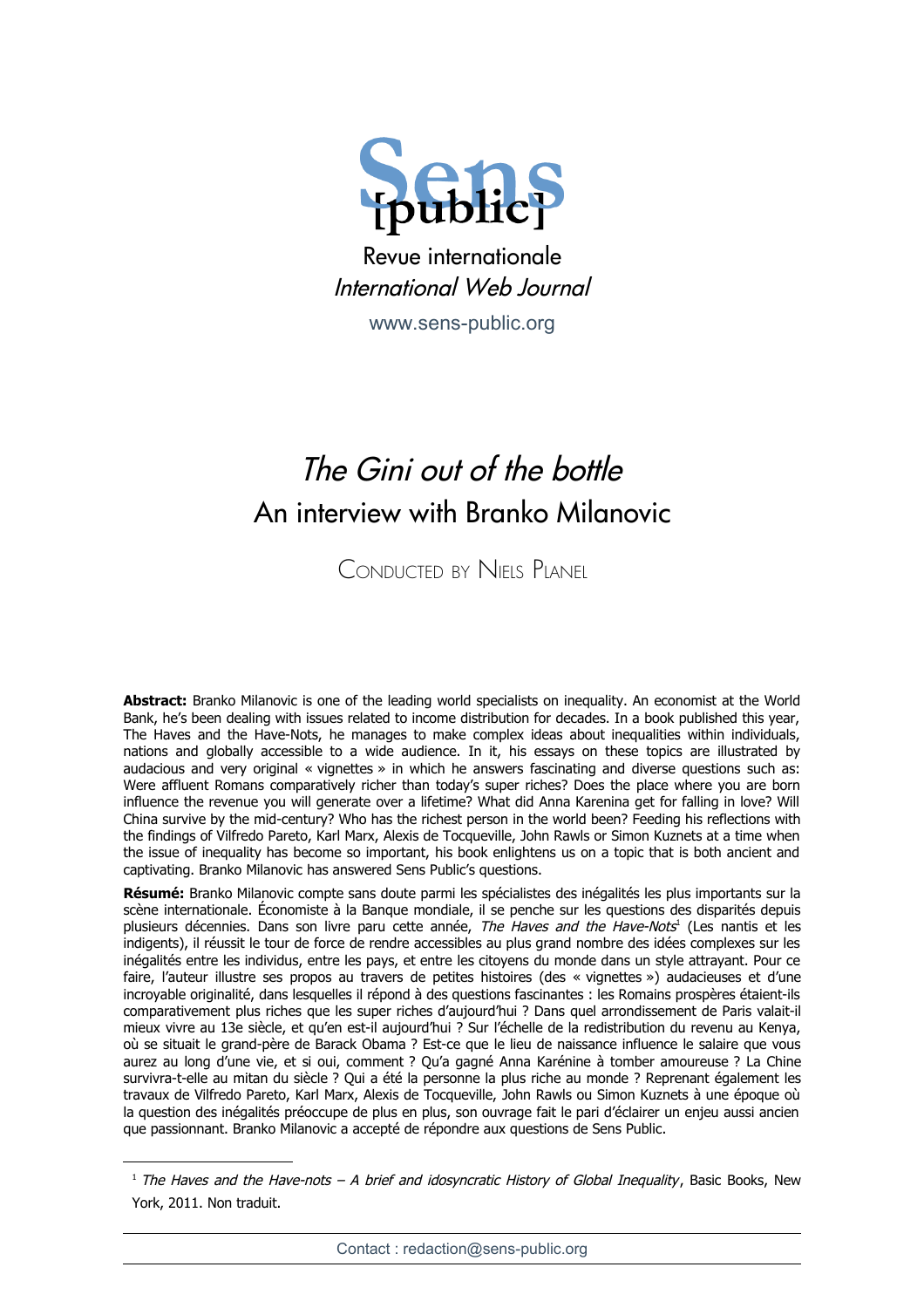Sens [public]

Revue internationale

*International Web Journal*

www.sens-public.org

# *The Gini out of the bottle*

## An interview with Branko Milanovic

CONDUCTED BY NIELS PLANEL

**Abstract:** Branko Milanovic is one of the leading world specialists on inequality. An economist at the World Bank, he's been dealing with issues related to income distribution for decades. In a book published this year, The Haves and the Have-Nots, he manages to make complex ideas about inequalities within individuals, nations and globally accessible to a wide audience. In it, his essays on these topics are illustrated by audacious and very original « vignettes » in which he answers fascinating and diverse questions such as: Were affluent Romans comparatively richer than today's super riches? Does the place where you are born influence the revenue you will generate over a lifetime? What did Anna Karenina get for falling in love? Will China survive by the mid-century? Who has the richest person in the world been? Feeding his reflections with the findings of Vilfredo Pareto, Karl Marx, Alexis de Tocqueville, John Rawls or Simon Kuznets at a time when the issue of inequality has become so important, his book enlightens us on a topic that is both ancient and captivating. Branko Milanovic has answered Sens Public's questions.

**Résumé:** Branko Milanovic compte sans doute parmi les spécialistes des inégalités les plus importants sur la scène internationale. Économiste à la Banque mondiale, il se penche sur les questions des disparités depuis plusieurs décennies. Dans son livre paru cette année, *The Haves and the Have-Nots*[1] (Les nantis et les indigents), il réussit le tour de force de rendre accessibles au plus grand nombre des idées complexes sur les inégalités entre les individus, entre les pays, et entre les citoyens du monde dans un style attrayant. Pour ce faire, l'auteur illustre ses propos au travers de petites histoires (des « vignettes ») audacieuses et d'une incroyable originalité, dans lesquelles il répond à des questions fascinantes : les Romains prospères étaient-ils comparativement plus riches que les super riches d'aujourd'hui ? Dans quel arrondissement de Paris valait-il mieux vivre au 13e siècle, et qu'en est-il aujourd'hui ? Sur l'échelle de la redistribution du revenu au Kenya, où se situait le grand-père de Barack Obama ? Est-ce que le lieu de naissance influence le salaire que vous aurez au long d'une vie, et si oui, comment ? Qu'a gagné Anna Karénine à tomber amoureuse ? La Chine survivra-t-elle au mitan du siècle ? Qui a été la personne la plus riche au monde ? Reprenant également les travaux de Vilfredo Pareto, Karl Marx, Alexis de Tocqueville, John Rawls ou Simon Kuznets à une époque où la question des inégalités préoccupe de plus en plus, son ouvrage fait le pari d'éclairer un enjeu aussi ancien que passionnant. Branko Milanovic a accepté de répondre aux questions de Sens Public.

---

[1] *The Haves and the Have-nots – A brief and idosyncratic History of Global Inequality*, Basic Books, New York, 2011. Non traduit.

Contact : redaction@sens-public.org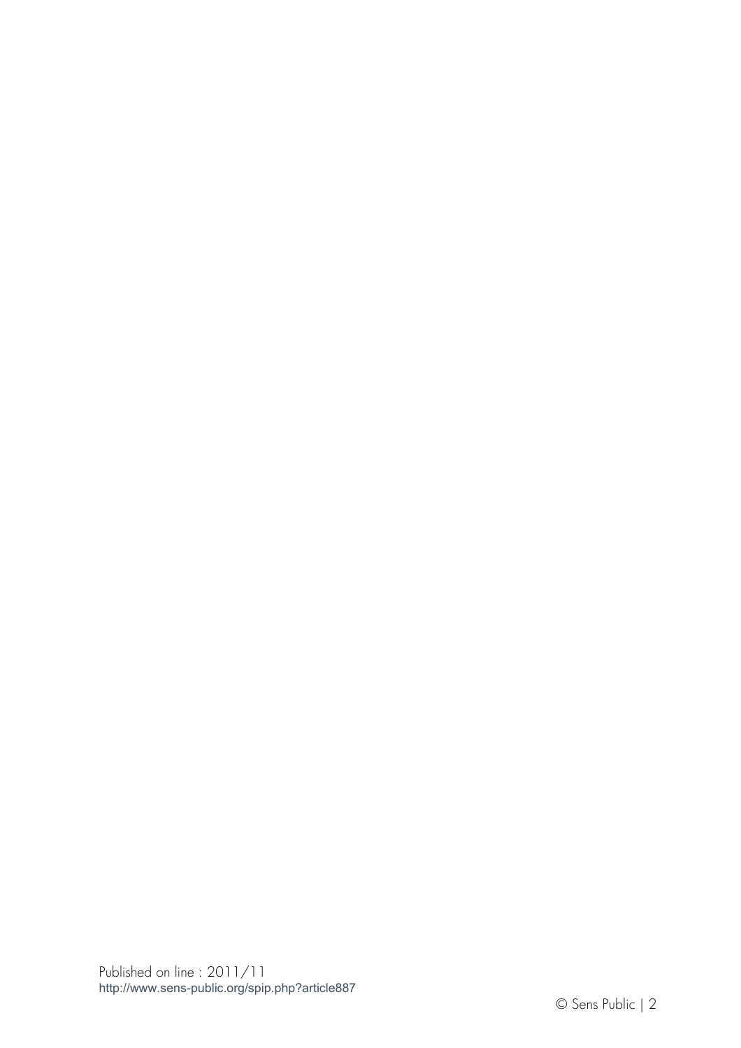Published on line : 2011/11

http://www.sens-public.org/spip.php?article887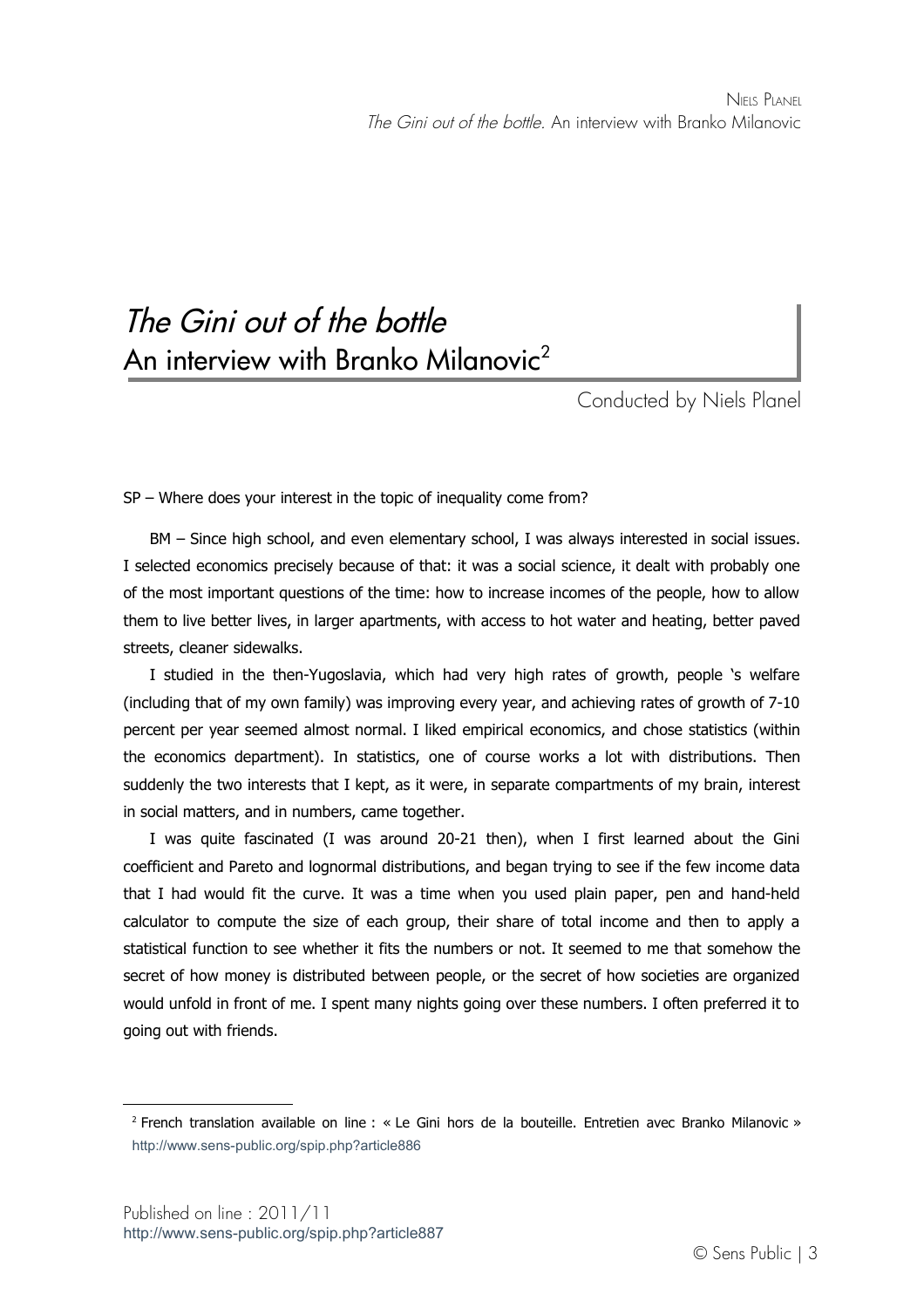# *The Gini out of the bottle*
## An interview with Branko Milanovic[2]

Conducted by Niels Planel

SP – Where does your interest in the topic of inequality come from?

BM – Since high school, and even elementary school, I was always interested in social issues. I selected economics precisely because of that: it was a social science, it dealt with probably one of the most important questions of the time: how to increase incomes of the people, how to allow them to live better lives, in larger apartments, with access to hot water and heating, better paved streets, cleaner sidewalks.

I studied in the then-Yugoslavia, which had very high rates of growth, people 's welfare (including that of my own family) was improving every year, and achieving rates of growth of 7-10 percent per year seemed almost normal. I liked empirical economics, and chose statistics (within the economics department). In statistics, one of course works a lot with distributions. Then suddenly the two interests that I kept, as it were, in separate compartments of my brain, interest in social matters, and in numbers, came together.

I was quite fascinated (I was around 20-21 then), when I first learned about the Gini coefficient and Pareto and lognormal distributions, and began trying to see if the few income data that I had would fit the curve. It was a time when you used plain paper, pen and hand-held calculator to compute the size of each group, their share of total income and then to apply a statistical function to see whether it fits the numbers or not. It seemed to me that somehow the secret of how money is distributed between people, or the secret of how societies are organized would unfold in front of me. I spent many nights going over these numbers. I often preferred it to going out with friends.

---

[2] French translation available on line : « Le Gini hors de la bouteille. Entretien avec Branko Milanovic » http://www.sens-public.org/spip.php?article886

Published on line : 2011/11
http://www.sens-public.org/spip.php?article887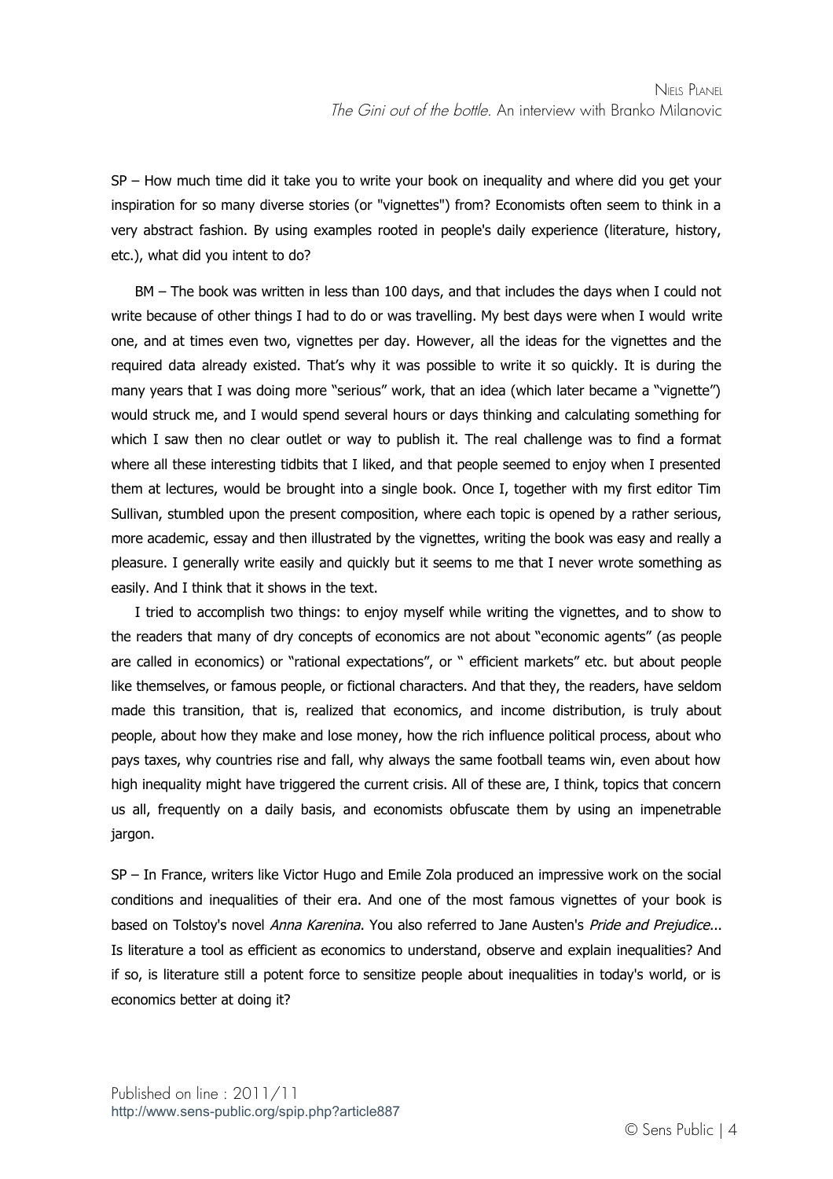SP – How much time did it take you to write your book on inequality and where did you get your inspiration for so many diverse stories (or "vignettes") from? Economists often seem to think in a very abstract fashion. By using examples rooted in people's daily experience (literature, history, etc.), what did you intent to do?

BM – The book was written in less than 100 days, and that includes the days when I could not write because of other things I had to do or was travelling. My best days were when I would write one, and at times even two, vignettes per day. However, all the ideas for the vignettes and the required data already existed. That's why it was possible to write it so quickly. It is during the many years that I was doing more "serious" work, that an idea (which later became a "vignette") would struck me, and I would spend several hours or days thinking and calculating something for which I saw then no clear outlet or way to publish it. The real challenge was to find a format where all these interesting tidbits that I liked, and that people seemed to enjoy when I presented them at lectures, would be brought into a single book. Once I, together with my first editor Tim Sullivan, stumbled upon the present composition, where each topic is opened by a rather serious, more academic, essay and then illustrated by the vignettes, writing the book was easy and really a pleasure. I generally write easily and quickly but it seems to me that I never wrote something as easily. And I think that it shows in the text.

I tried to accomplish two things: to enjoy myself while writing the vignettes, and to show to the readers that many of dry concepts of economics are not about "economic agents" (as people are called in economics) or "rational expectations", or " efficient markets" etc. but about people like themselves, or famous people, or fictional characters. And that they, the readers, have seldom made this transition, that is, realized that economics, and income distribution, is truly about people, about how they make and lose money, how the rich influence political process, about who pays taxes, why countries rise and fall, why always the same football teams win, even about how high inequality might have triggered the current crisis. All of these are, I think, topics that concern us all, frequently on a daily basis, and economists obfuscate them by using an impenetrable jargon.

SP – In France, writers like Victor Hugo and Emile Zola produced an impressive work on the social conditions and inequalities of their era. And one of the most famous vignettes of your book is based on Tolstoy's novel *Anna Karenina*. You also referred to Jane Austen's *Pride and Prejudice*... Is literature a tool as efficient as economics to understand, observe and explain inequalities? And if so, is literature still a potent force to sensitize people about inequalities in today's world, or is economics better at doing it?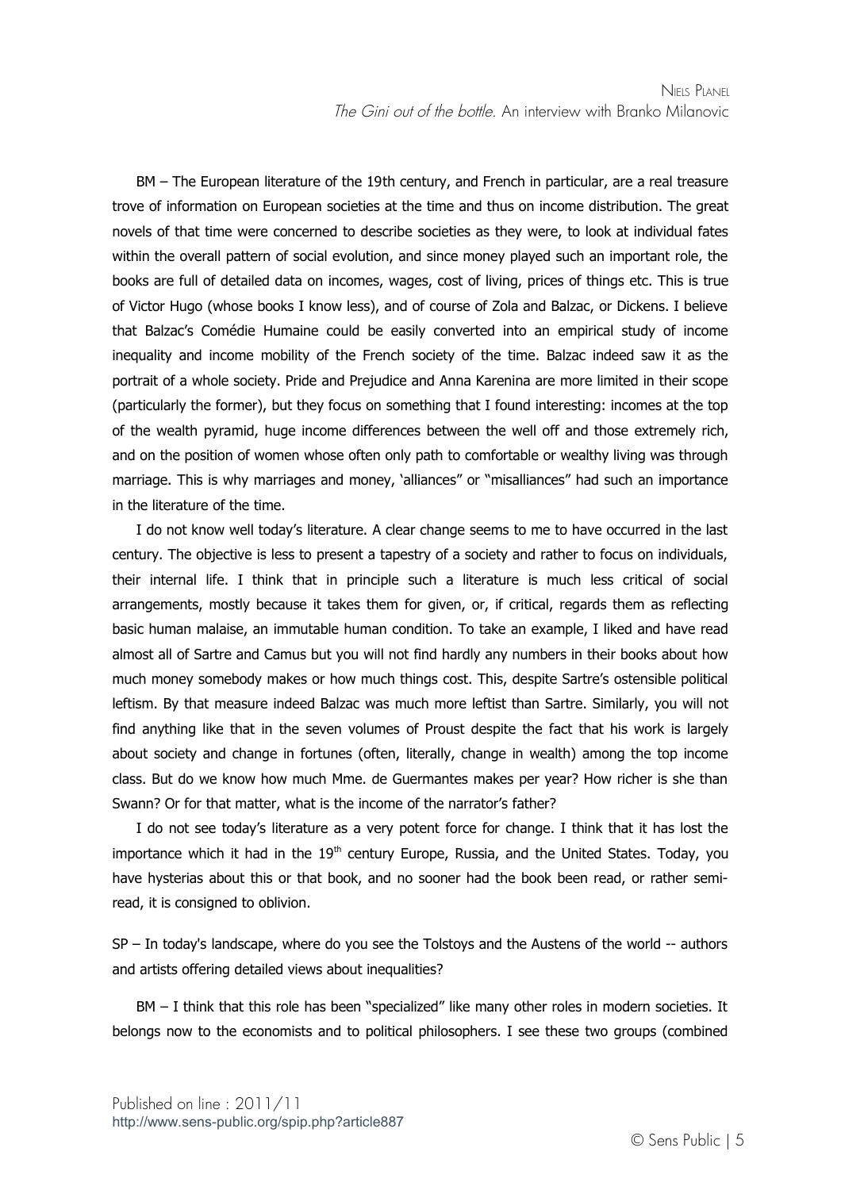BM – The European literature of the 19th century, and French in particular, are a real treasure trove of information on European societies at the time and thus on income distribution. The great novels of that time were concerned to describe societies as they were, to look at individual fates within the overall pattern of social evolution, and since money played such an important role, the books are full of detailed data on incomes, wages, cost of living, prices of things etc. This is true of Victor Hugo (whose books I know less), and of course of Zola and Balzac, or Dickens. I believe that Balzac's Comédie Humaine could be easily converted into an empirical study of income inequality and income mobility of the French society of the time. Balzac indeed saw it as the portrait of a whole society. Pride and Prejudice and Anna Karenina are more limited in their scope (particularly the former), but they focus on something that I found interesting: incomes at the top of the wealth pyramid, huge income differences between the well off and those extremely rich, and on the position of women whose often only path to comfortable or wealthy living was through marriage. This is why marriages and money, 'alliances" or "misalliances" had such an importance in the literature of the time.

I do not know well today's literature. A clear change seems to me to have occurred in the last century. The objective is less to present a tapestry of a society and rather to focus on individuals, their internal life. I think that in principle such a literature is much less critical of social arrangements, mostly because it takes them for given, or, if critical, regards them as reflecting basic human malaise, an immutable human condition. To take an example, I liked and have read almost all of Sartre and Camus but you will not find hardly any numbers in their books about how much money somebody makes or how much things cost. This, despite Sartre's ostensible political leftism. By that measure indeed Balzac was much more leftist than Sartre. Similarly, you will not find anything like that in the seven volumes of Proust despite the fact that his work is largely about society and change in fortunes (often, literally, change in wealth) among the top income class. But do we know how much Mme. de Guermantes makes per year? How richer is she than Swann? Or for that matter, what is the income of the narrator's father?

I do not see today's literature as a very potent force for change. I think that it has lost the importance which it had in the 19th century Europe, Russia, and the United States. Today, you have hysterias about this or that book, and no sooner had the book been read, or rather semi-read, it is consigned to oblivion.

SP – In today's landscape, where do you see the Tolstoys and the Austens of the world -- authors and artists offering detailed views about inequalities?

BM – I think that this role has been "specialized" like many other roles in modern societies. It belongs now to the economists and to political philosophers. I see these two groups (combined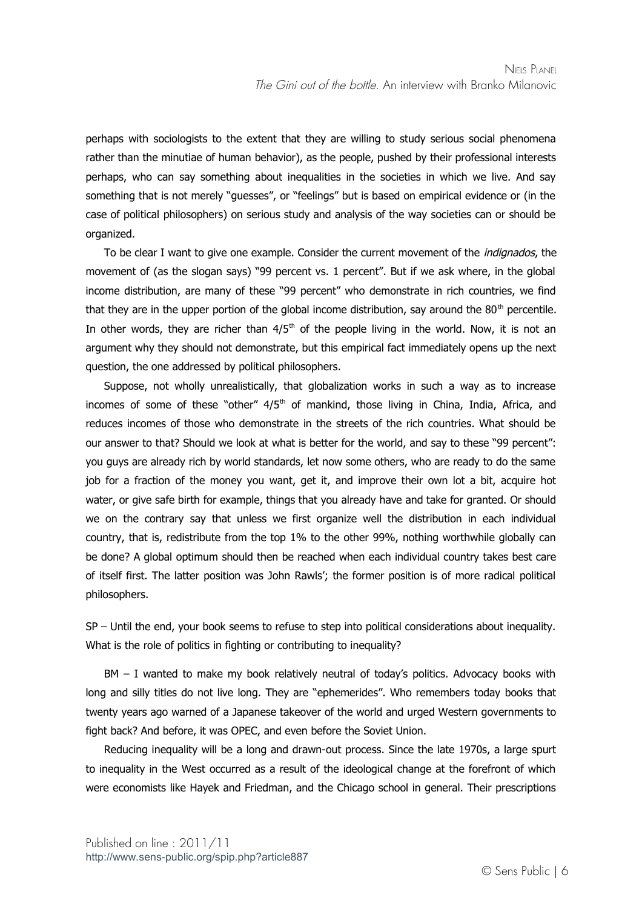perhaps with sociologists to the extent that they are willing to study serious social phenomena rather than the minutiae of human behavior), as the people, pushed by their professional interests perhaps, who can say something about inequalities in the societies in which we live. And say something that is not merely "guesses", or "feelings" but is based on empirical evidence or (in the case of political philosophers) on serious study and analysis of the way societies can or should be organized.

To be clear I want to give one example. Consider the current movement of the *indignados*, the movement of (as the slogan says) "99 percent vs. 1 percent". But if we ask where, in the global income distribution, are many of these "99 percent" who demonstrate in rich countries, we find that they are in the upper portion of the global income distribution, say around the 80th percentile. In other words, they are richer than 4/5th of the people living in the world. Now, it is not an argument why they should not demonstrate, but this empirical fact immediately opens up the next question, the one addressed by political philosophers.

Suppose, not wholly unrealistically, that globalization works in such a way as to increase incomes of some of these "other" 4/5th of mankind, those living in China, India, Africa, and reduces incomes of those who demonstrate in the streets of the rich countries. What should be our answer to that? Should we look at what is better for the world, and say to these "99 percent": you guys are already rich by world standards, let now some others, who are ready to do the same job for a fraction of the money you want, get it, and improve their own lot a bit, acquire hot water, or give safe birth for example, things that you already have and take for granted. Or should we on the contrary say that unless we first organize well the distribution in each individual country, that is, redistribute from the top 1% to the other 99%, nothing worthwhile globally can be done? A global optimum should then be reached when each individual country takes best care of itself first. The latter position was John Rawls'; the former position is of more radical political philosophers.

SP – Until the end, your book seems to refuse to step into political considerations about inequality. What is the role of politics in fighting or contributing to inequality?

BM – I wanted to make my book relatively neutral of today's politics. Advocacy books with long and silly titles do not live long. They are "ephemerides". Who remembers today books that twenty years ago warned of a Japanese takeover of the world and urged Western governments to fight back? And before, it was OPEC, and even before the Soviet Union.

Reducing inequality will be a long and drawn-out process. Since the late 1970s, a large spurt to inequality in the West occurred as a result of the ideological change at the forefront of which were economists like Hayek and Friedman, and the Chicago school in general. Their prescriptions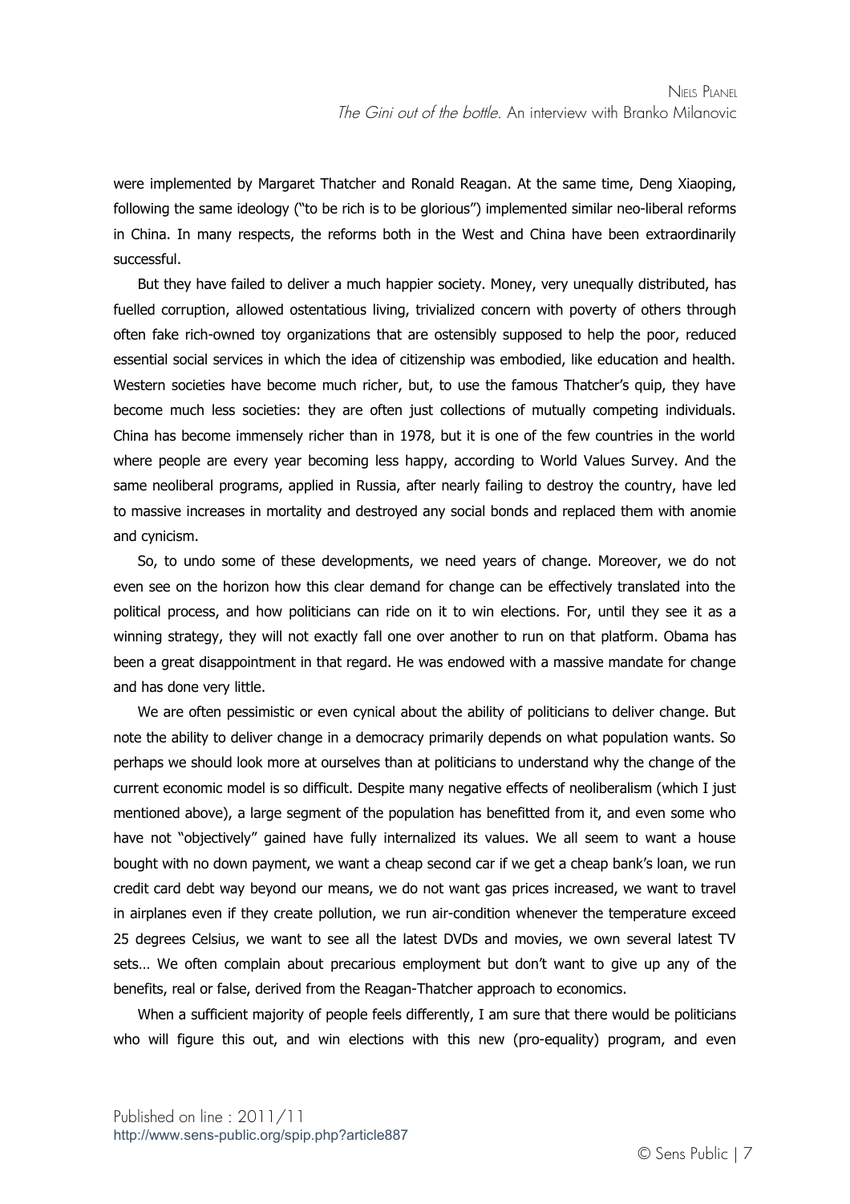were implemented by Margaret Thatcher and Ronald Reagan. At the same time, Deng Xiaoping, following the same ideology ("to be rich is to be glorious") implemented similar neo-liberal reforms in China. In many respects, the reforms both in the West and China have been extraordinarily successful.

But they have failed to deliver a much happier society. Money, very unequally distributed, has fuelled corruption, allowed ostentatious living, trivialized concern with poverty of others through often fake rich-owned toy organizations that are ostensibly supposed to help the poor, reduced essential social services in which the idea of citizenship was embodied, like education and health. Western societies have become much richer, but, to use the famous Thatcher's quip, they have become much less societies: they are often just collections of mutually competing individuals. China has become immensely richer than in 1978, but it is one of the few countries in the world where people are every year becoming less happy, according to World Values Survey. And the same neoliberal programs, applied in Russia, after nearly failing to destroy the country, have led to massive increases in mortality and destroyed any social bonds and replaced them with anomie and cynicism.

So, to undo some of these developments, we need years of change. Moreover, we do not even see on the horizon how this clear demand for change can be effectively translated into the political process, and how politicians can ride on it to win elections. For, until they see it as a winning strategy, they will not exactly fall one over another to run on that platform. Obama has been a great disappointment in that regard. He was endowed with a massive mandate for change and has done very little.

We are often pessimistic or even cynical about the ability of politicians to deliver change. But note the ability to deliver change in a democracy primarily depends on what population wants. So perhaps we should look more at ourselves than at politicians to understand why the change of the current economic model is so difficult. Despite many negative effects of neoliberalism (which I just mentioned above), a large segment of the population has benefitted from it, and even some who have not "objectively" gained have fully internalized its values. We all seem to want a house bought with no down payment, we want a cheap second car if we get a cheap bank's loan, we run credit card debt way beyond our means, we do not want gas prices increased, we want to travel in airplanes even if they create pollution, we run air-condition whenever the temperature exceed 25 degrees Celsius, we want to see all the latest DVDs and movies, we own several latest TV sets… We often complain about precarious employment but don't want to give up any of the benefits, real or false, derived from the Reagan-Thatcher approach to economics.

When a sufficient majority of people feels differently, I am sure that there would be politicians who will figure this out, and win elections with this new (pro-equality) program, and even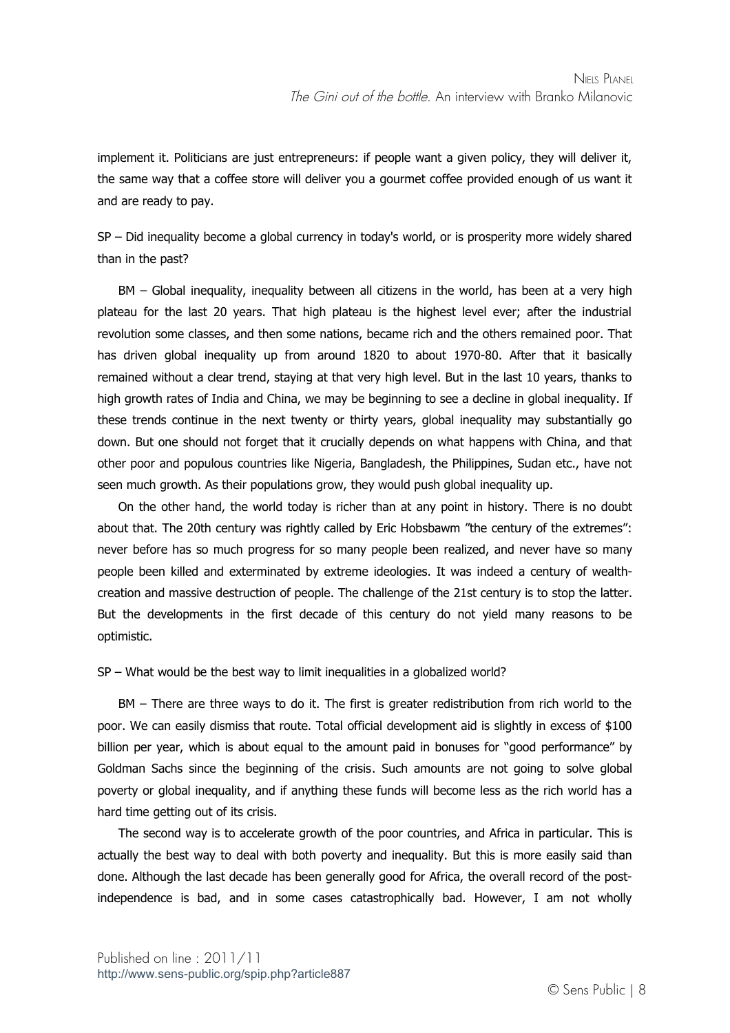implement it. Politicians are just entrepreneurs: if people want a given policy, they will deliver it, the same way that a coffee store will deliver you a gourmet coffee provided enough of us want it and are ready to pay.

SP – Did inequality become a global currency in today's world, or is prosperity more widely shared than in the past?

BM – Global inequality, inequality between all citizens in the world, has been at a very high plateau for the last 20 years. That high plateau is the highest level ever; after the industrial revolution some classes, and then some nations, became rich and the others remained poor. That has driven global inequality up from around 1820 to about 1970-80. After that it basically remained without a clear trend, staying at that very high level. But in the last 10 years, thanks to high growth rates of India and China, we may be beginning to see a decline in global inequality. If these trends continue in the next twenty or thirty years, global inequality may substantially go down. But one should not forget that it crucially depends on what happens with China, and that other poor and populous countries like Nigeria, Bangladesh, the Philippines, Sudan etc., have not seen much growth. As their populations grow, they would push global inequality up.

On the other hand, the world today is richer than at any point in history. There is no doubt about that. The 20th century was rightly called by Eric Hobsbawm "the century of the extremes": never before has so much progress for so many people been realized, and never have so many people been killed and exterminated by extreme ideologies. It was indeed a century of wealth-creation and massive destruction of people. The challenge of the 21st century is to stop the latter. But the developments in the first decade of this century do not yield many reasons to be optimistic.

SP – What would be the best way to limit inequalities in a globalized world?

BM – There are three ways to do it. The first is greater redistribution from rich world to the poor. We can easily dismiss that route. Total official development aid is slightly in excess of $100 billion per year, which is about equal to the amount paid in bonuses for "good performance" by Goldman Sachs since the beginning of the crisis. Such amounts are not going to solve global poverty or global inequality, and if anything these funds will become less as the rich world has a hard time getting out of its crisis.

The second way is to accelerate growth of the poor countries, and Africa in particular. This is actually the best way to deal with both poverty and inequality. But this is more easily said than done. Although the last decade has been generally good for Africa, the overall record of the post-independence is bad, and in some cases catastrophically bad. However, I am not wholly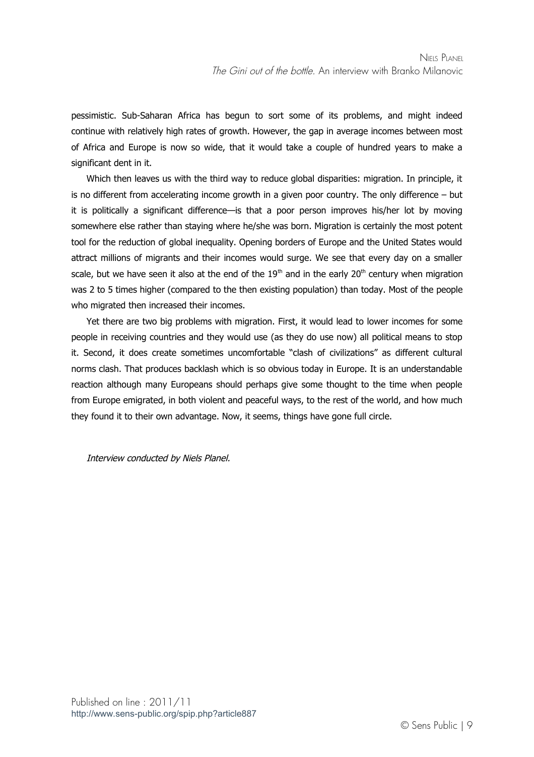pessimistic. Sub-Saharan Africa has begun to sort some of its problems, and might indeed continue with relatively high rates of growth. However, the gap in average incomes between most of Africa and Europe is now so wide, that it would take a couple of hundred years to make a significant dent in it.

Which then leaves us with the third way to reduce global disparities: migration. In principle, it is no different from accelerating income growth in a given poor country. The only difference – but it is politically a significant difference—is that a poor person improves his/her lot by moving somewhere else rather than staying where he/she was born. Migration is certainly the most potent tool for the reduction of global inequality. Opening borders of Europe and the United States would attract millions of migrants and their incomes would surge. We see that every day on a smaller scale, but we have seen it also at the end of the 19th and in the early 20th century when migration was 2 to 5 times higher (compared to the then existing population) than today. Most of the people who migrated then increased their incomes.

Yet there are two big problems with migration. First, it would lead to lower incomes for some people in receiving countries and they would use (as they do use now) all political means to stop it. Second, it does create sometimes uncomfortable "clash of civilizations" as different cultural norms clash. That produces backlash which is so obvious today in Europe. It is an understandable reaction although many Europeans should perhaps give some thought to the time when people from Europe emigrated, in both violent and peaceful ways, to the rest of the world, and how much they found it to their own advantage. Now, it seems, things have gone full circle.

*Interview conducted by Niels Planel.*

Published on line : 2011/11
http://www.sens-public.org/spip.php?article887